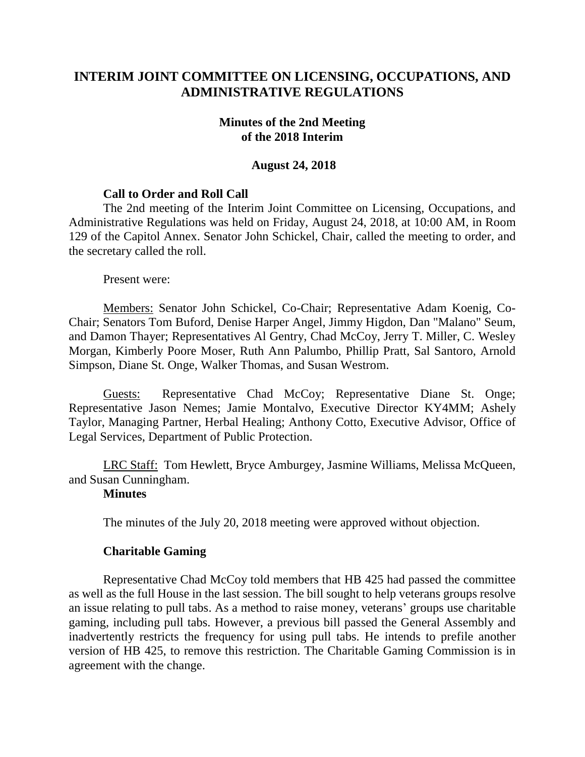# INTERIM JOINT COMMITTEE ON LICENSING, OCCUPATIONS, AND ADMINISTRATIVE REGULATIONS

## Minutes of the 2nd Meeting of the 2018 Interim

### August 24, 2018

**Call to Order and Roll Call**

The 2nd meeting of the Interim Joint Committee on Licensing, Occupations, and Administrative Regulations was held on Friday, August 24, 2018, at 10:00 AM, in Room 129 of the Capitol Annex. Senator John Schickel, Chair, called the meeting to order, and the secretary called the roll.

Present were:

Members: Senator John Schickel, Co-Chair; Representative Adam Koenig, Co-Chair; Senators Tom Buford, Denise Harper Angel, Jimmy Higdon, Dan "Malano" Seum, and Damon Thayer; Representatives Al Gentry, Chad McCoy, Jerry T. Miller, C. Wesley Morgan, Kimberly Poore Moser, Ruth Ann Palumbo, Phillip Pratt, Sal Santoro, Arnold Simpson, Diane St. Onge, Walker Thomas, and Susan Westrom.

Guests: Representative Chad McCoy; Representative Diane St. Onge; Representative Jason Nemes; Jamie Montalvo, Executive Director KY4MM; Ashely Taylor, Managing Partner, Herbal Healing; Anthony Cotto, Executive Advisor, Office of Legal Services, Department of Public Protection.

LRC Staff: Tom Hewlett, Bryce Amburgey, Jasmine Williams, Melissa McQueen, and Susan Cunningham.

**Minutes**

The minutes of the July 20, 2018 meeting were approved without objection.

**Charitable Gaming**

Representative Chad McCoy told members that HB 425 had passed the committee as well as the full House in the last session. The bill sought to help veterans groups resolve an issue relating to pull tabs. As a method to raise money, veterans' groups use charitable gaming, including pull tabs. However, a previous bill passed the General Assembly and inadvertently restricts the frequency for using pull tabs. He intends to prefile another version of HB 425, to remove this restriction. The Charitable Gaming Commission is in agreement with the change.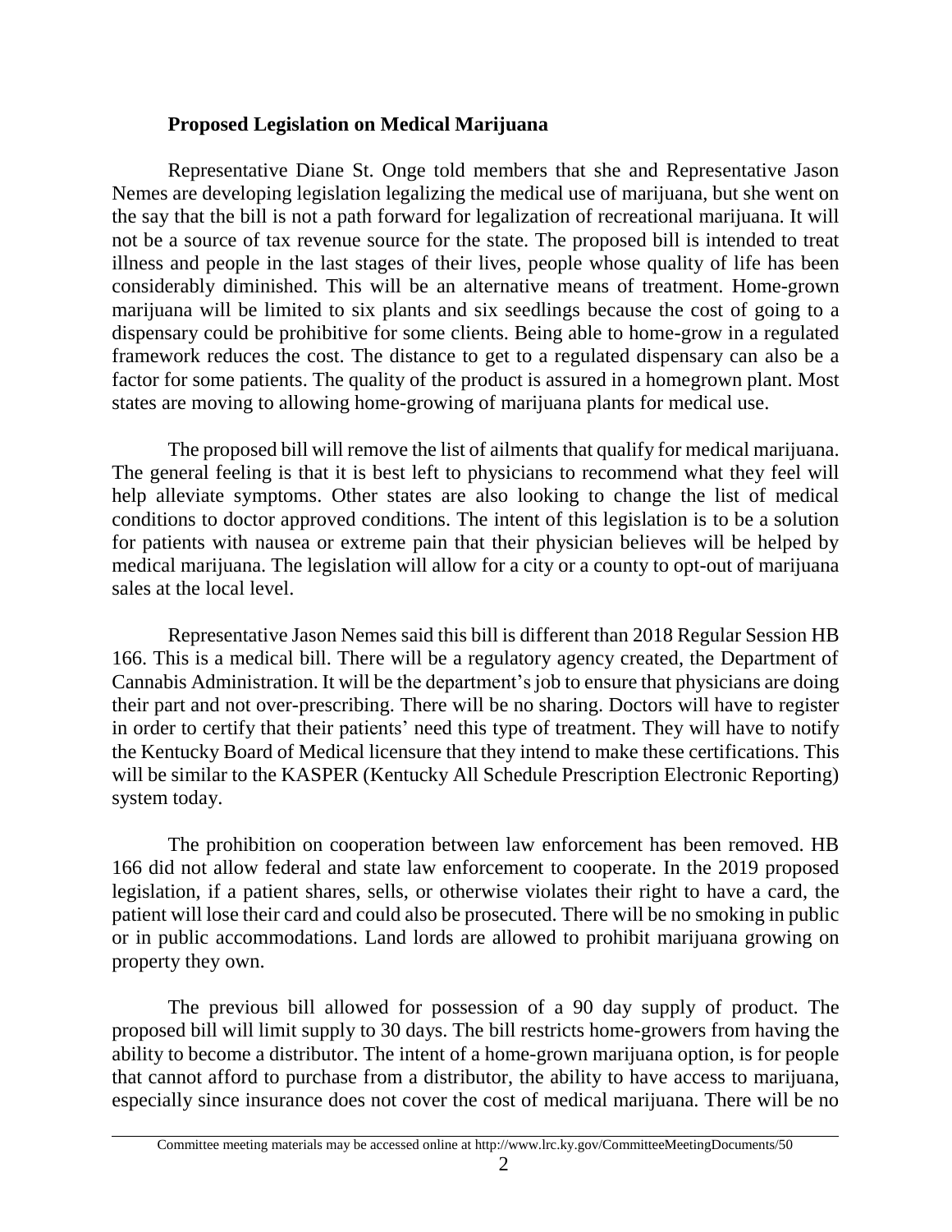**Proposed Legislation on Medical Marijuana**

Representative Diane St. Onge told members that she and Representative Jason Nemes are developing legislation legalizing the medical use of marijuana, but she went on the say that the bill is not a path forward for legalization of recreational marijuana. It will not be a source of tax revenue source for the state. The proposed bill is intended to treat illness and people in the last stages of their lives, people whose quality of life has been considerably diminished. This will be an alternative means of treatment. Home-grown marijuana will be limited to six plants and six seedlings because the cost of going to a dispensary could be prohibitive for some clients. Being able to home-grow in a regulated framework reduces the cost. The distance to get to a regulated dispensary can also be a factor for some patients. The quality of the product is assured in a homegrown plant. Most states are moving to allowing home-growing of marijuana plants for medical use.

The proposed bill will remove the list of ailments that qualify for medical marijuana. The general feeling is that it is best left to physicians to recommend what they feel will help alleviate symptoms. Other states are also looking to change the list of medical conditions to doctor approved conditions. The intent of this legislation is to be a solution for patients with nausea or extreme pain that their physician believes will be helped by medical marijuana. The legislation will allow for a city or a county to opt-out of marijuana sales at the local level.

Representative Jason Nemes said this bill is different than 2018 Regular Session HB 166. This is a medical bill. There will be a regulatory agency created, the Department of Cannabis Administration. It will be the department's job to ensure that physicians are doing their part and not over-prescribing. There will be no sharing. Doctors will have to register in order to certify that their patients' need this type of treatment. They will have to notify the Kentucky Board of Medical licensure that they intend to make these certifications. This will be similar to the KASPER (Kentucky All Schedule Prescription Electronic Reporting) system today.

The prohibition on cooperation between law enforcement has been removed. HB 166 did not allow federal and state law enforcement to cooperate. In the 2019 proposed legislation, if a patient shares, sells, or otherwise violates their right to have a card, the patient will lose their card and could also be prosecuted. There will be no smoking in public or in public accommodations. Land lords are allowed to prohibit marijuana growing on property they own.

The previous bill allowed for possession of a 90 day supply of product. The proposed bill will limit supply to 30 days. The bill restricts home-growers from having the ability to become a distributor. The intent of a home-grown marijuana option, is for people that cannot afford to purchase from a distributor, the ability to have access to marijuana, especially since insurance does not cover the cost of medical marijuana. There will be no

Committee meeting materials may be accessed online at http://www.lrc.ky.gov/CommitteeMeetingDocuments/50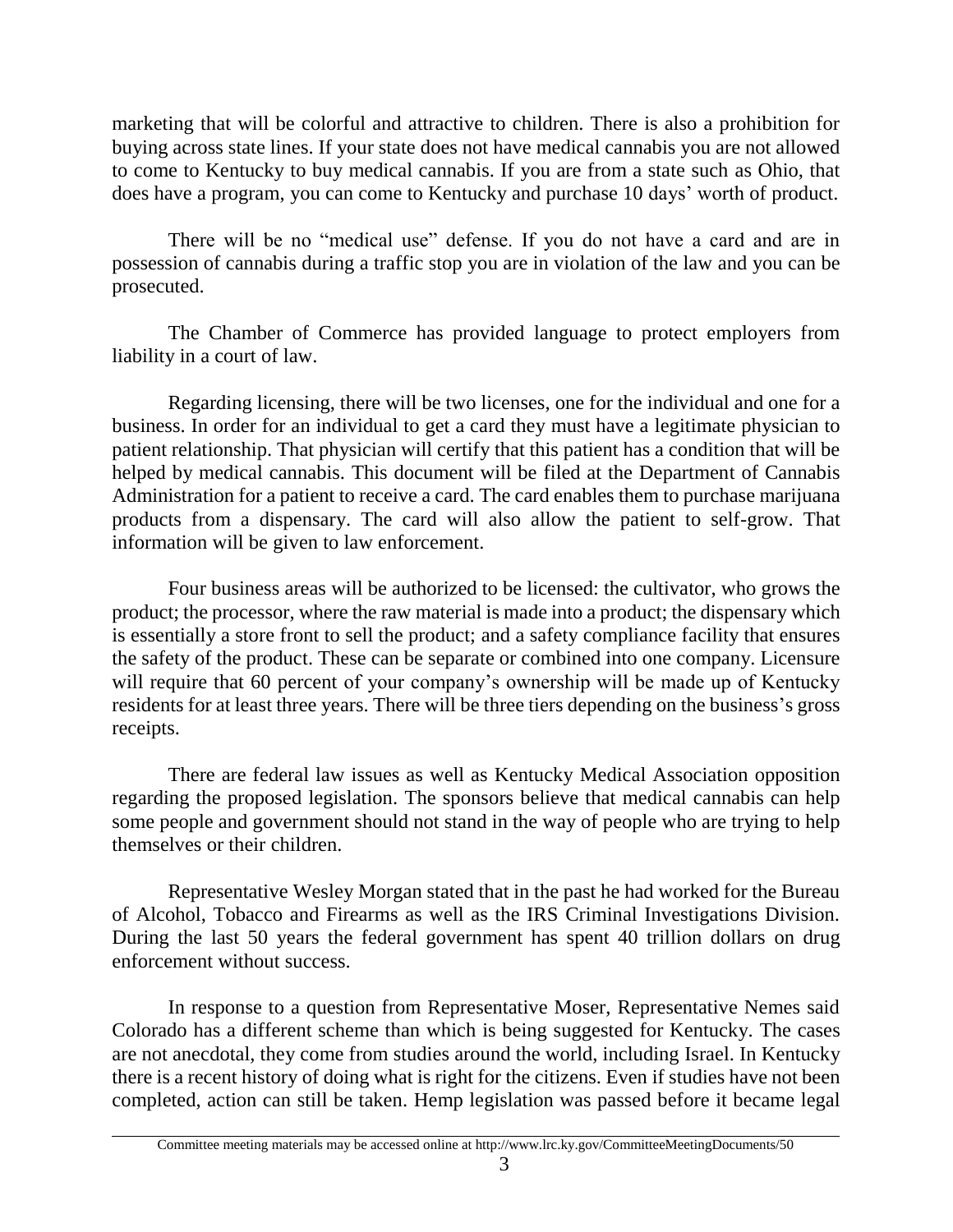marketing that will be colorful and attractive to children. There is also a prohibition for buying across state lines. If your state does not have medical cannabis you are not allowed to come to Kentucky to buy medical cannabis. If you are from a state such as Ohio, that does have a program, you can come to Kentucky and purchase 10 days' worth of product.

There will be no "medical use" defense. If you do not have a card and are in possession of cannabis during a traffic stop you are in violation of the law and you can be prosecuted.

The Chamber of Commerce has provided language to protect employers from liability in a court of law.

Regarding licensing, there will be two licenses, one for the individual and one for a business. In order for an individual to get a card they must have a legitimate physician to patient relationship. That physician will certify that this patient has a condition that will be helped by medical cannabis. This document will be filed at the Department of Cannabis Administration for a patient to receive a card. The card enables them to purchase marijuana products from a dispensary. The card will also allow the patient to self-grow. That information will be given to law enforcement.

Four business areas will be authorized to be licensed: the cultivator, who grows the product; the processor, where the raw material is made into a product; the dispensary which is essentially a store front to sell the product; and a safety compliance facility that ensures the safety of the product. These can be separate or combined into one company. Licensure will require that 60 percent of your company's ownership will be made up of Kentucky residents for at least three years. There will be three tiers depending on the business's gross receipts.

There are federal law issues as well as Kentucky Medical Association opposition regarding the proposed legislation. The sponsors believe that medical cannabis can help some people and government should not stand in the way of people who are trying to help themselves or their children.

Representative Wesley Morgan stated that in the past he had worked for the Bureau of Alcohol, Tobacco and Firearms as well as the IRS Criminal Investigations Division. During the last 50 years the federal government has spent 40 trillion dollars on drug enforcement without success.

In response to a question from Representative Moser, Representative Nemes said Colorado has a different scheme than which is being suggested for Kentucky. The cases are not anecdotal, they come from studies around the world, including Israel. In Kentucky there is a recent history of doing what is right for the citizens. Even if studies have not been completed, action can still be taken. Hemp legislation was passed before it became legal

Committee meeting materials may be accessed online at http://www.lrc.ky.gov/CommitteeMeetingDocuments/50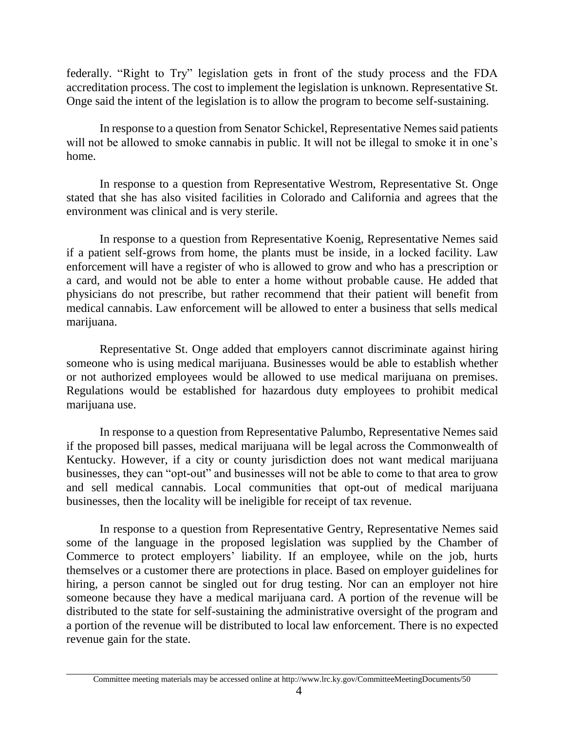federally. "Right to Try" legislation gets in front of the study process and the FDA accreditation process. The cost to implement the legislation is unknown. Representative St. Onge said the intent of the legislation is to allow the program to become self-sustaining.

In response to a question from Senator Schickel, Representative Nemes said patients will not be allowed to smoke cannabis in public. It will not be illegal to smoke it in one's home.

In response to a question from Representative Westrom, Representative St. Onge stated that she has also visited facilities in Colorado and California and agrees that the environment was clinical and is very sterile.

In response to a question from Representative Koenig, Representative Nemes said if a patient self-grows from home, the plants must be inside, in a locked facility. Law enforcement will have a register of who is allowed to grow and who has a prescription or a card, and would not be able to enter a home without probable cause. He added that physicians do not prescribe, but rather recommend that their patient will benefit from medical cannabis. Law enforcement will be allowed to enter a business that sells medical marijuana.

Representative St. Onge added that employers cannot discriminate against hiring someone who is using medical marijuana. Businesses would be able to establish whether or not authorized employees would be allowed to use medical marijuana on premises. Regulations would be established for hazardous duty employees to prohibit medical marijuana use.

In response to a question from Representative Palumbo, Representative Nemes said if the proposed bill passes, medical marijuana will be legal across the Commonwealth of Kentucky. However, if a city or county jurisdiction does not want medical marijuana businesses, they can "opt-out" and businesses will not be able to come to that area to grow and sell medical cannabis. Local communities that opt-out of medical marijuana businesses, then the locality will be ineligible for receipt of tax revenue.

In response to a question from Representative Gentry, Representative Nemes said some of the language in the proposed legislation was supplied by the Chamber of Commerce to protect employers' liability. If an employee, while on the job, hurts themselves or a customer there are protections in place. Based on employer guidelines for hiring, a person cannot be singled out for drug testing. Nor can an employer not hire someone because they have a medical marijuana card. A portion of the revenue will be distributed to the state for self-sustaining the administrative oversight of the program and a portion of the revenue will be distributed to local law enforcement. There is no expected revenue gain for the state.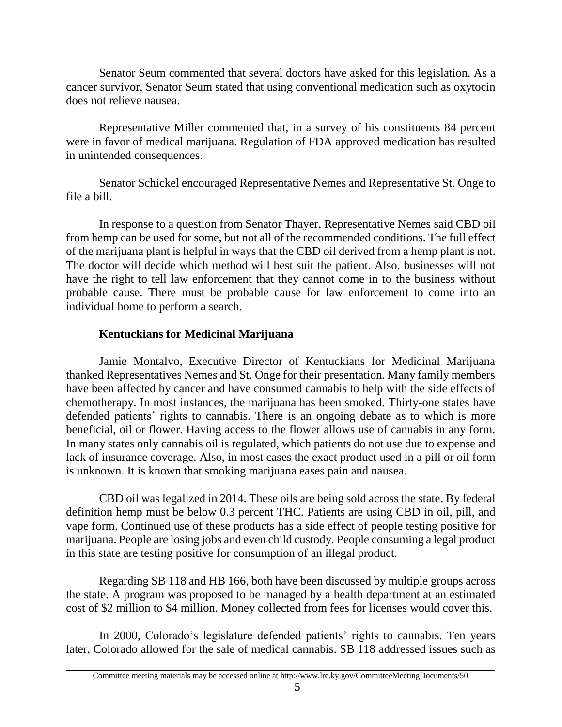Senator Seum commented that several doctors have asked for this legislation. As a cancer survivor, Senator Seum stated that using conventional medication such as oxytocin does not relieve nausea.

Representative Miller commented that, in a survey of his constituents 84 percent were in favor of medical marijuana. Regulation of FDA approved medication has resulted in unintended consequences.

Senator Schickel encouraged Representative Nemes and Representative St. Onge to file a bill.

In response to a question from Senator Thayer, Representative Nemes said CBD oil from hemp can be used for some, but not all of the recommended conditions. The full effect of the marijuana plant is helpful in ways that the CBD oil derived from a hemp plant is not. The doctor will decide which method will best suit the patient. Also, businesses will not have the right to tell law enforcement that they cannot come in to the business without probable cause. There must be probable cause for law enforcement to come into an individual home to perform a search.

**Kentuckians for Medicinal Marijuana**

Jamie Montalvo, Executive Director of Kentuckians for Medicinal Marijuana thanked Representatives Nemes and St. Onge for their presentation. Many family members have been affected by cancer and have consumed cannabis to help with the side effects of chemotherapy. In most instances, the marijuana has been smoked. Thirty-one states have defended patients' rights to cannabis. There is an ongoing debate as to which is more beneficial, oil or flower. Having access to the flower allows use of cannabis in any form. In many states only cannabis oil is regulated, which patients do not use due to expense and lack of insurance coverage. Also, in most cases the exact product used in a pill or oil form is unknown. It is known that smoking marijuana eases pain and nausea.

CBD oil was legalized in 2014. These oils are being sold across the state. By federal definition hemp must be below 0.3 percent THC. Patients are using CBD in oil, pill, and vape form. Continued use of these products has a side effect of people testing positive for marijuana. People are losing jobs and even child custody. People consuming a legal product in this state are testing positive for consumption of an illegal product.

Regarding SB 118 and HB 166, both have been discussed by multiple groups across the state. A program was proposed to be managed by a health department at an estimated cost of $2 million to $4 million. Money collected from fees for licenses would cover this.

In 2000, Colorado's legislature defended patients' rights to cannabis. Ten years later, Colorado allowed for the sale of medical cannabis. SB 118 addressed issues such as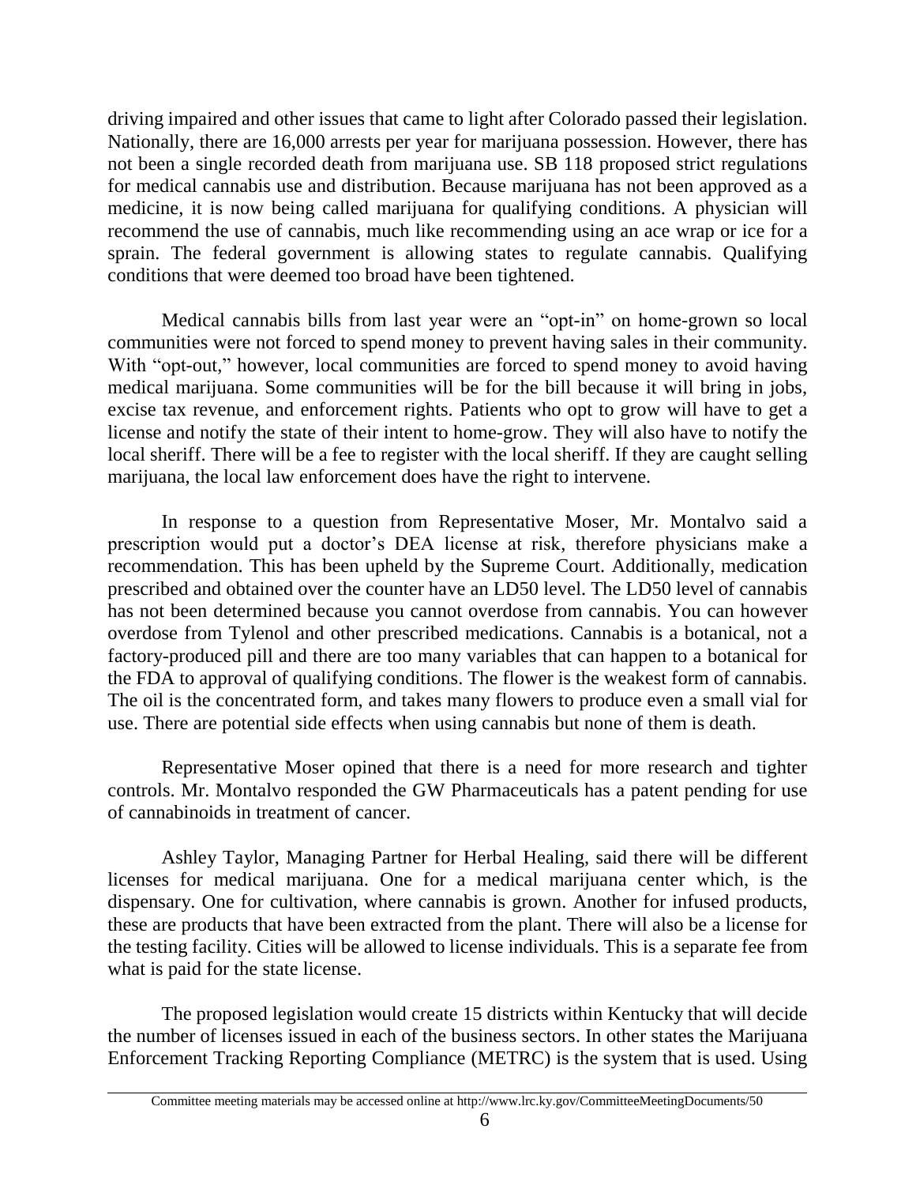driving impaired and other issues that came to light after Colorado passed their legislation. Nationally, there are 16,000 arrests per year for marijuana possession. However, there has not been a single recorded death from marijuana use. SB 118 proposed strict regulations for medical cannabis use and distribution. Because marijuana has not been approved as a medicine, it is now being called marijuana for qualifying conditions. A physician will recommend the use of cannabis, much like recommending using an ace wrap or ice for a sprain. The federal government is allowing states to regulate cannabis. Qualifying conditions that were deemed too broad have been tightened.

Medical cannabis bills from last year were an "opt-in" on home-grown so local communities were not forced to spend money to prevent having sales in their community. With "opt-out," however, local communities are forced to spend money to avoid having medical marijuana. Some communities will be for the bill because it will bring in jobs, excise tax revenue, and enforcement rights. Patients who opt to grow will have to get a license and notify the state of their intent to home-grow. They will also have to notify the local sheriff. There will be a fee to register with the local sheriff. If they are caught selling marijuana, the local law enforcement does have the right to intervene.

In response to a question from Representative Moser, Mr. Montalvo said a prescription would put a doctor's DEA license at risk, therefore physicians make a recommendation. This has been upheld by the Supreme Court. Additionally, medication prescribed and obtained over the counter have an LD50 level. The LD50 level of cannabis has not been determined because you cannot overdose from cannabis. You can however overdose from Tylenol and other prescribed medications. Cannabis is a botanical, not a factory-produced pill and there are too many variables that can happen to a botanical for the FDA to approval of qualifying conditions. The flower is the weakest form of cannabis. The oil is the concentrated form, and takes many flowers to produce even a small vial for use. There are potential side effects when using cannabis but none of them is death.

Representative Moser opined that there is a need for more research and tighter controls. Mr. Montalvo responded the GW Pharmaceuticals has a patent pending for use of cannabinoids in treatment of cancer.

Ashley Taylor, Managing Partner for Herbal Healing, said there will be different licenses for medical marijuana. One for a medical marijuana center which, is the dispensary. One for cultivation, where cannabis is grown. Another for infused products, these are products that have been extracted from the plant. There will also be a license for the testing facility. Cities will be allowed to license individuals. This is a separate fee from what is paid for the state license.

The proposed legislation would create 15 districts within Kentucky that will decide the number of licenses issued in each of the business sectors. In other states the Marijuana Enforcement Tracking Reporting Compliance (METRC) is the system that is used. Using

Committee meeting materials may be accessed online at http://www.lrc.ky.gov/CommitteeMeetingDocuments/50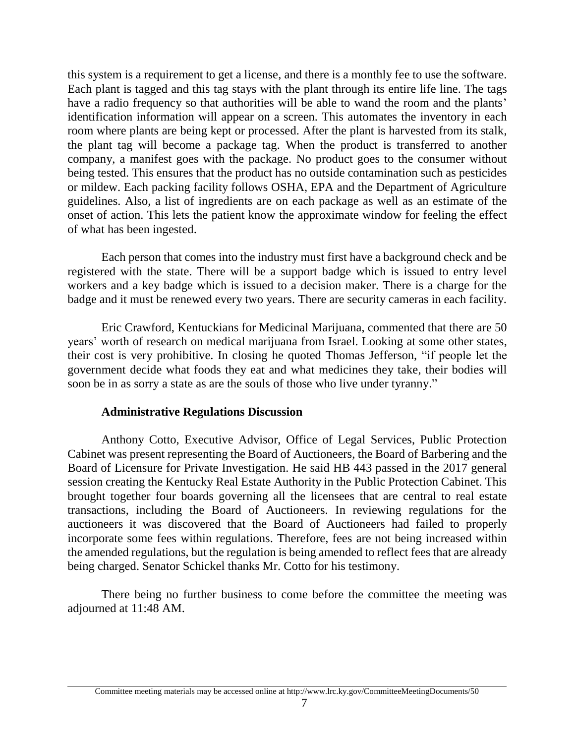this system is a requirement to get a license, and there is a monthly fee to use the software. Each plant is tagged and this tag stays with the plant through its entire life line. The tags have a radio frequency so that authorities will be able to wand the room and the plants' identification information will appear on a screen. This automates the inventory in each room where plants are being kept or processed. After the plant is harvested from its stalk, the plant tag will become a package tag. When the product is transferred to another company, a manifest goes with the package. No product goes to the consumer without being tested. This ensures that the product has no outside contamination such as pesticides or mildew. Each packing facility follows OSHA, EPA and the Department of Agriculture guidelines. Also, a list of ingredients are on each package as well as an estimate of the onset of action. This lets the patient know the approximate window for feeling the effect of what has been ingested.

Each person that comes into the industry must first have a background check and be registered with the state. There will be a support badge which is issued to entry level workers and a key badge which is issued to a decision maker. There is a charge for the badge and it must be renewed every two years. There are security cameras in each facility.

Eric Crawford, Kentuckians for Medicinal Marijuana, commented that there are 50 years' worth of research on medical marijuana from Israel. Looking at some other states, their cost is very prohibitive. In closing he quoted Thomas Jefferson, "if people let the government decide what foods they eat and what medicines they take, their bodies will soon be in as sorry a state as are the souls of those who live under tyranny."

**Administrative Regulations Discussion**

Anthony Cotto, Executive Advisor, Office of Legal Services, Public Protection Cabinet was present representing the Board of Auctioneers, the Board of Barbering and the Board of Licensure for Private Investigation. He said HB 443 passed in the 2017 general session creating the Kentucky Real Estate Authority in the Public Protection Cabinet. This brought together four boards governing all the licensees that are central to real estate transactions, including the Board of Auctioneers. In reviewing regulations for the auctioneers it was discovered that the Board of Auctioneers had failed to properly incorporate some fees within regulations. Therefore, fees are not being increased within the amended regulations, but the regulation is being amended to reflect fees that are already being charged. Senator Schickel thanks Mr. Cotto for his testimony.

There being no further business to come before the committee the meeting was adjourned at 11:48 AM.

Committee meeting materials may be accessed online at http://www.lrc.ky.gov/CommitteeMeetingDocuments/50